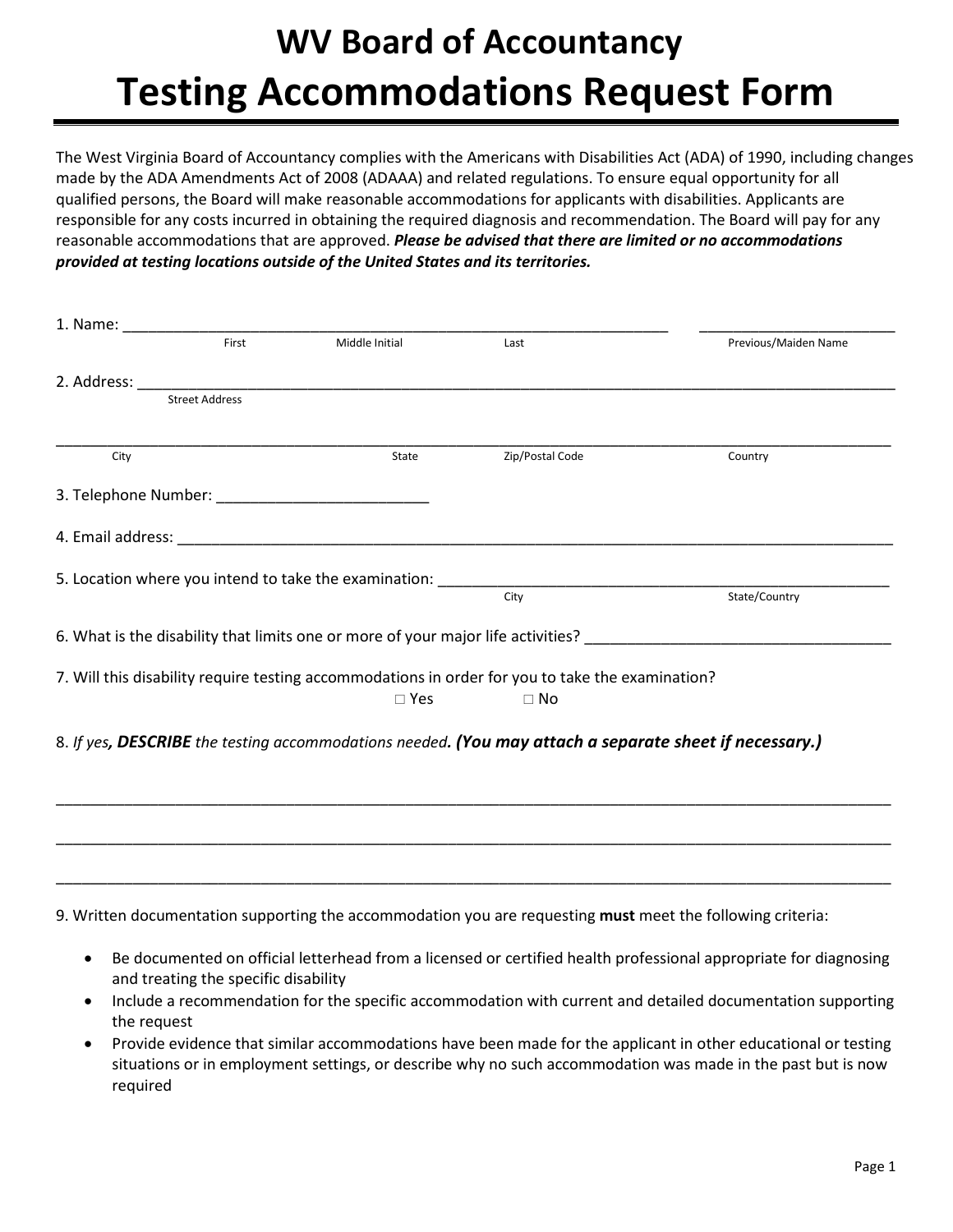# WV Board of Accountancy

# Testing Accommodations Request Form

The West Virginia Board of Accountancy complies with the Americans with Disabilities Act (ADA) of 1990, including changes made by the ADA Amendments Act of 2008 (ADAAA) and related regulations. To ensure equal opportunity for all qualified persons, the Board will make reasonable accommodations for applicants with disabilities. Applicants are responsible for any costs incurred in obtaining the required diagnosis and recommendation. The Board will pay for any reasonable accommodations that are approved. ***Please be advised that there are limited or no accommodations provided at testing locations outside of the United States and its territories.***

1. Name: ______________________________________________________________ ______________________
   First Middle Initial Last Previous/Maiden Name

2. Address: _________________________________________________________________________________
   Street Address

_____________________________________________________________________________________________
City State Zip/Postal Code Country

3. Telephone Number: ________________________

4. Email address: _____________________________________________________________________________

5. Location where you intend to take the examination: ____________________________________________________
   City State/Country

6. What is the disability that limits one or more of your major life activities? ___________________________________

7. Will this disability require testing accommodations in order for you to take the examination?
   ☐ Yes ☐ No

8. *If yes*, ***DESCRIBE*** *the testing accommodations needed*. ***(You may attach a separate sheet if necessary.)***

_____________________________________________________________________________________________

_____________________________________________________________________________________________

_____________________________________________________________________________________________

9. Written documentation supporting the accommodation you are requesting **must** meet the following criteria:

- Be documented on official letterhead from a licensed or certified health professional appropriate for diagnosing and treating the specific disability
- Include a recommendation for the specific accommodation with current and detailed documentation supporting the request
- Provide evidence that similar accommodations have been made for the applicant in other educational or testing situations or in employment settings, or describe why no such accommodation was made in the past but is now required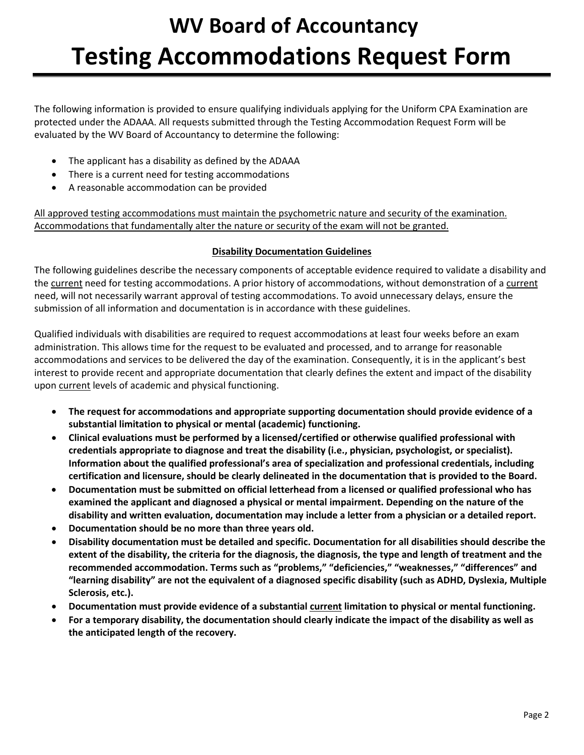# WV Board of Accountancy

# Testing Accommodations Request Form

The following information is provided to ensure qualifying individuals applying for the Uniform CPA Examination are protected under the ADAAA. All requests submitted through the Testing Accommodation Request Form will be evaluated by the WV Board of Accountancy to determine the following:

- The applicant has a disability as defined by the ADAAA
- There is a current need for testing accommodations
- A reasonable accommodation can be provided

<u>All approved testing accommodations must maintain the psychometric nature and security of the examination. Accommodations that fundamentally alter the nature or security of the exam will not be granted.</u>

**<u>Disability Documentation Guidelines</u>**

The following guidelines describe the necessary components of acceptable evidence required to validate a disability and the <u>current</u> need for testing accommodations. A prior history of accommodations, without demonstration of a <u>current</u> need, will not necessarily warrant approval of testing accommodations. To avoid unnecessary delays, ensure the submission of all information and documentation is in accordance with these guidelines.

Qualified individuals with disabilities are required to request accommodations at least four weeks before an exam administration. This allows time for the request to be evaluated and processed, and to arrange for reasonable accommodations and services to be delivered the day of the examination. Consequently, it is in the applicant's best interest to provide recent and appropriate documentation that clearly defines the extent and impact of the disability upon <u>current</u> levels of academic and physical functioning.

- **The request for accommodations and appropriate supporting documentation should provide evidence of a substantial limitation to physical or mental (academic) functioning.**
- **Clinical evaluations must be performed by a licensed/certified or otherwise qualified professional with credentials appropriate to diagnose and treat the disability (i.e., physician, psychologist, or specialist). Information about the qualified professional's area of specialization and professional credentials, including certification and licensure, should be clearly delineated in the documentation that is provided to the Board.**
- **Documentation must be submitted on official letterhead from a licensed or qualified professional who has examined the applicant and diagnosed a physical or mental impairment. Depending on the nature of the disability and written evaluation, documentation may include a letter from a physician or a detailed report.**
- **Documentation should be no more than three years old.**
- **Disability documentation must be detailed and specific. Documentation for all disabilities should describe the extent of the disability, the criteria for the diagnosis, the diagnosis, the type and length of treatment and the recommended accommodation. Terms such as "problems," "deficiencies," "weaknesses," "differences" and "learning disability" are not the equivalent of a diagnosed specific disability (such as ADHD, Dyslexia, Multiple Sclerosis, etc.).**
- **Documentation must provide evidence of a substantial <u>current</u> limitation to physical or mental functioning.**
- **For a temporary disability, the documentation should clearly indicate the impact of the disability as well as the anticipated length of the recovery.**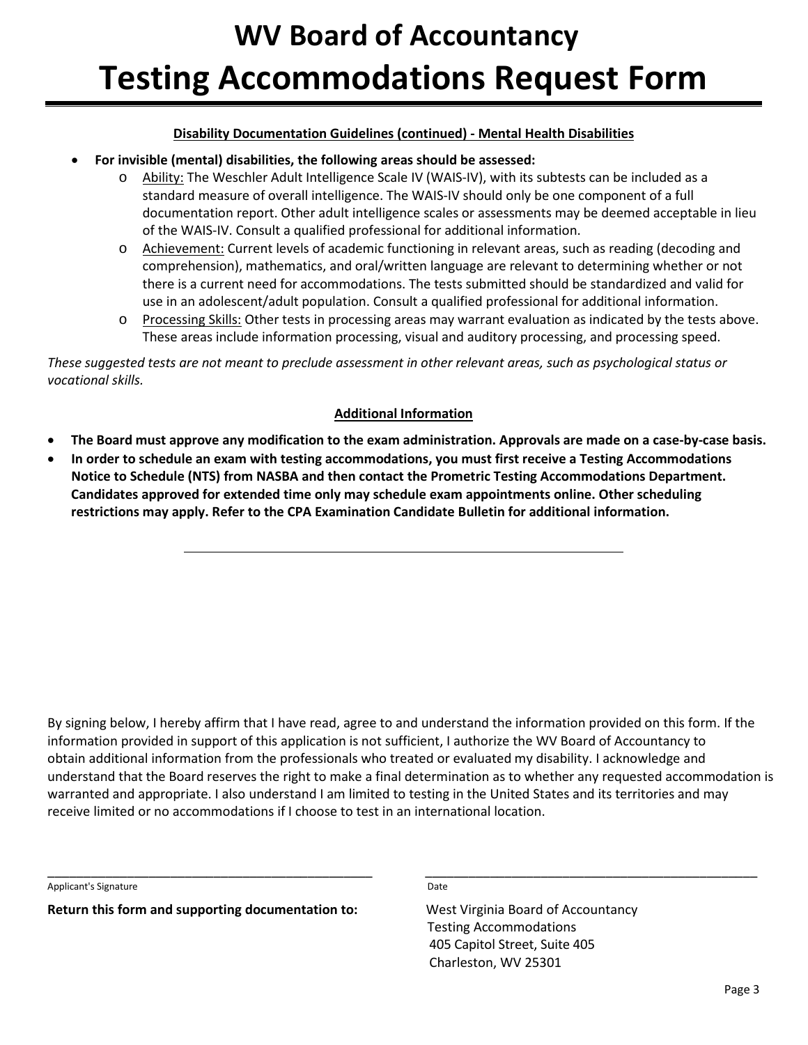# WV Board of Accountancy

# Testing Accommodations Request Form

---

**<u>Disability Documentation Guidelines (continued) - Mental Health Disabilities</u>**

- **For invisible (mental) disabilities, the following areas should be assessed:**
  - <u>Ability:</u> The Weschler Adult Intelligence Scale IV (WAIS-IV), with its subtests can be included as a standard measure of overall intelligence. The WAIS-IV should only be one component of a full documentation report. Other adult intelligence scales or assessments may be deemed acceptable in lieu of the WAIS-IV. Consult a qualified professional for additional information.
  - <u>Achievement:</u> Current levels of academic functioning in relevant areas, such as reading (decoding and comprehension), mathematics, and oral/written language are relevant to determining whether or not there is a current need for accommodations. The tests submitted should be standardized and valid for use in an adolescent/adult population. Consult a qualified professional for additional information.
  - <u>Processing Skills:</u> Other tests in processing areas may warrant evaluation as indicated by the tests above. These areas include information processing, visual and auditory processing, and processing speed.

*These suggested tests are not meant to preclude assessment in other relevant areas, such as psychological status or vocational skills.*

**<u>Additional Information</u>**

- **The Board must approve any modification to the exam administration. Approvals are made on a case-by-case basis.**
- **In order to schedule an exam with testing accommodations, you must first receive a Testing Accommodations Notice to Schedule (NTS) from NASBA and then contact the Prometric Testing Accommodations Department. Candidates approved for extended time only may schedule exam appointments online. Other scheduling restrictions may apply. Refer to the CPA Examination Candidate Bulletin for additional information.**

---

By signing below, I hereby affirm that I have read, agree to and understand the information provided on this form. If the information provided in support of this application is not sufficient, I authorize the WV Board of Accountancy to obtain additional information from the professionals who treated or evaluated my disability. I acknowledge and understand that the Board reserves the right to make a final determination as to whether any requested accommodation is warranted and appropriate. I also understand I am limited to testing in the United States and its territories and may receive limited or no accommodations if I choose to test in an international location.

\_\_\_\_\_\_\_\_\_\_\_\_\_\_\_\_\_\_\_\_\_\_\_\_\_\_\_\_\_\_\_\_\_\_\_\_\_\_\_\_\_\_\_\_ \_\_\_\_\_\_\_\_\_\_\_\_\_\_\_\_\_\_\_\_\_\_\_\_\_\_\_\_\_\_\_\_\_\_\_\_\_\_\_\_\_\_\_\_

Applicant's Signature Date

**Return this form and supporting documentation to:**

West Virginia Board of Accountancy
Testing Accommodations
405 Capitol Street, Suite 405
Charleston, WV 25301